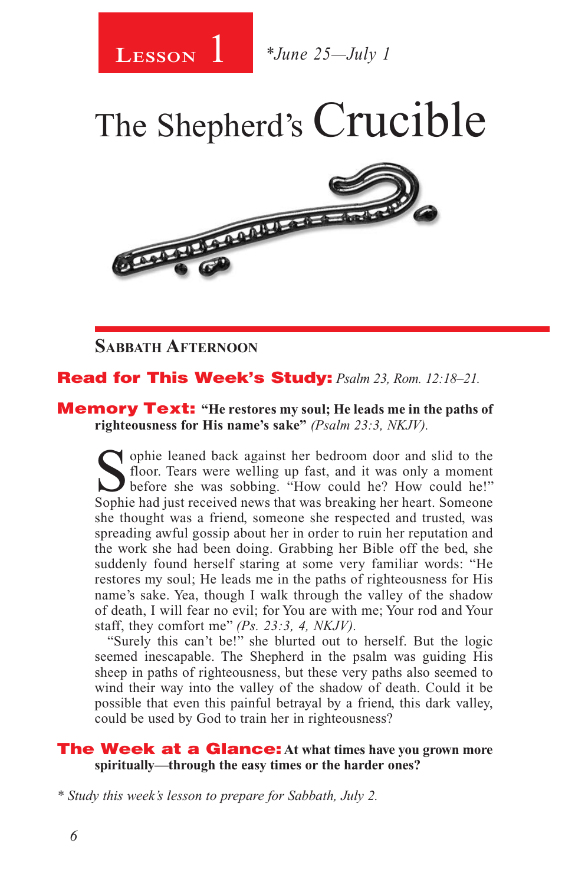**Lesson 1** *June 25—July 1

# The Shepherd's Crucible

## Sabbath Afternoon

**Read for This Week's Study:** *Psalm 23, Rom. 12:18–21.*

**Memory Text:** **"He restores my soul; He leads me in the paths of righteousness for His name's sake"** *(Psalm 23:3, NKJV).*

Sophie leaned back against her bedroom door and slid to the floor. Tears were welling up fast, and it was only a moment before she was sobbing. "How could he? How could he!" Sophie had just received news that was breaking her heart. Someone she thought was a friend, someone she respected and trusted, was spreading awful gossip about her in order to ruin her reputation and the work she had been doing. Grabbing her Bible off the bed, she suddenly found herself staring at some very familiar words: "He restores my soul; He leads me in the paths of righteousness for His name's sake. Yea, though I walk through the valley of the shadow of death, I will fear no evil; for You are with me; Your rod and Your staff, they comfort me" *(Ps. 23:3, 4, NKJV).*

"Surely this can't be!" she blurted out to herself. But the logic seemed inescapable. The Shepherd in the psalm was guiding His sheep in paths of righteousness, but these very paths also seemed to wind their way into the valley of the shadow of death. Could it be possible that even this painful betrayal by a friend, this dark valley, could be used by God to train her in righteousness?

**The Week at a Glance:** **At what times have you grown more spiritually—through the easy times or the harder ones?**

\* *Study this week's lesson to prepare for Sabbath, July 2.*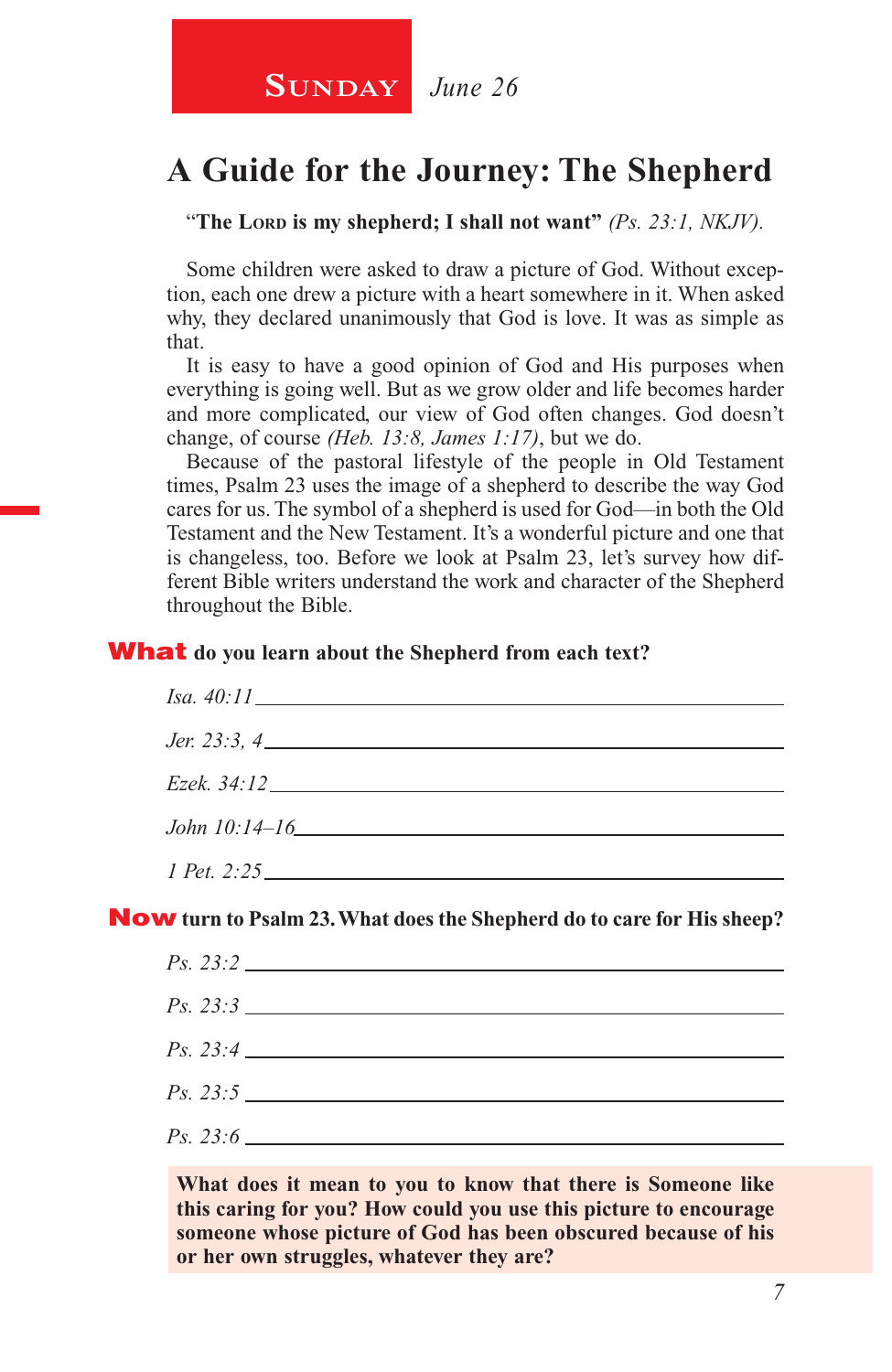**Sunday** *June 26*

# A Guide for the Journey: The Shepherd

**"The Lord is my shepherd; I shall not want"** *(Ps. 23:1, NKJV).*

Some children were asked to draw a picture of God. Without exception, each one drew a picture with a heart somewhere in it. When asked why, they declared unanimously that God is love. It was as simple as that.

It is easy to have a good opinion of God and His purposes when everything is going well. But as we grow older and life becomes harder and more complicated, our view of God often changes. God doesn't change, of course *(Heb. 13:8, James 1:17)*, but we do.

Because of the pastoral lifestyle of the people in Old Testament times, Psalm 23 uses the image of a shepherd to describe the way God cares for us. The symbol of a shepherd is used for God—in both the Old Testament and the New Testament. It's a wonderful picture and one that is changeless, too. Before we look at Psalm 23, let's survey how different Bible writers understand the work and character of the Shepherd throughout the Bible.

**What do you learn about the Shepherd from each text?**

*Isa. 40:11* ______________________________

*Jer. 23:3, 4* ______________________________

*Ezek. 34:12* ______________________________

*John 10:14–16* ______________________________

*1 Pet. 2:25* ______________________________

**Now turn to Psalm 23. What does the Shepherd do to care for His sheep?**

*Ps. 23:2* ______________________________

*Ps. 23:3* ______________________________

*Ps. 23:4* ______________________________

*Ps. 23:5* ______________________________

*Ps. 23:6* ______________________________

**What does it mean to you to know that there is Someone like this caring for you? How could you use this picture to encourage someone whose picture of God has been obscured because of his or her own struggles, whatever they are?**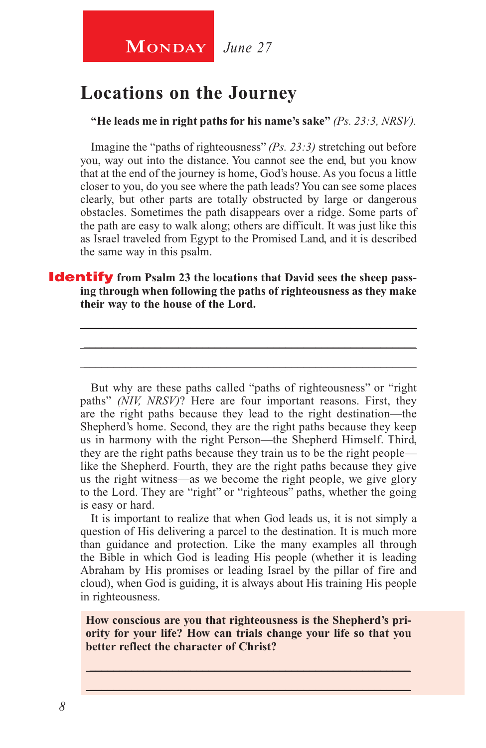**Monday** *June 27*

# Locations on the Journey

**"He leads me in right paths for his name's sake"** *(Ps. 23:3, NRSV).*

Imagine the "paths of righteousness" *(Ps. 23:3)* stretching out before you, way out into the distance. You cannot see the end, but you know that at the end of the journey is home, God's house. As you focus a little closer to you, do you see where the path leads? You can see some places clearly, but other parts are totally obstructed by large or dangerous obstacles. Sometimes the path disappears over a ridge. Some parts of the path are easy to walk along; others are difficult. It was just like this as Israel traveled from Egypt to the Promised Land, and it is described the same way in this psalm.

**Identify from Psalm 23 the locations that David sees the sheep passing through when following the paths of righteousness as they make their way to the house of the Lord.**

\_\_\_\_\_\_\_\_\_\_\_\_\_\_\_\_\_\_\_\_\_\_\_\_\_\_\_\_\_\_\_\_\_\_\_\_\_\_\_\_\_\_\_\_\_\_\_\_\_\_\_\_\_\_\_\_\_\_\_\_

\_\_\_\_\_\_\_\_\_\_\_\_\_\_\_\_\_\_\_\_\_\_\_\_\_\_\_\_\_\_\_\_\_\_\_\_\_\_\_\_\_\_\_\_\_\_\_\_\_\_\_\_\_\_\_\_\_\_\_\_

\_\_\_\_\_\_\_\_\_\_\_\_\_\_\_\_\_\_\_\_\_\_\_\_\_\_\_\_\_\_\_\_\_\_\_\_\_\_\_\_\_\_\_\_\_\_\_\_\_\_\_\_\_\_\_\_\_\_\_\_

But why are these paths called "paths of righteousness" or "right paths" *(NIV, NRSV)*? Here are four important reasons. First, they are the right paths because they lead to the right destination—the Shepherd's home. Second, they are the right paths because they keep us in harmony with the right Person—the Shepherd Himself. Third, they are the right paths because they train us to be the right people—like the Shepherd. Fourth, they are the right paths because they give us the right witness—as we become the right people, we give glory to the Lord. They are "right" or "righteous" paths, whether the going is easy or hard.

It is important to realize that when God leads us, it is not simply a question of His delivering a parcel to the destination. It is much more than guidance and protection. Like the many examples all through the Bible in which God is leading His people (whether it is leading Abraham by His promises or leading Israel by the pillar of fire and cloud), when God is guiding, it is always about His training His people in righteousness.

**How conscious are you that righteousness is the Shepherd's priority for your life? How can trials change your life so that you better reflect the character of Christ?**

\_\_\_\_\_\_\_\_\_\_\_\_\_\_\_\_\_\_\_\_\_\_\_\_\_\_\_\_\_\_\_\_\_\_\_\_\_\_\_\_\_\_\_\_\_\_\_\_\_\_\_\_\_\_\_\_\_\_\_\_

\_\_\_\_\_\_\_\_\_\_\_\_\_\_\_\_\_\_\_\_\_\_\_\_\_\_\_\_\_\_\_\_\_\_\_\_\_\_\_\_\_\_\_\_\_\_\_\_\_\_\_\_\_\_\_\_\_\_\_\_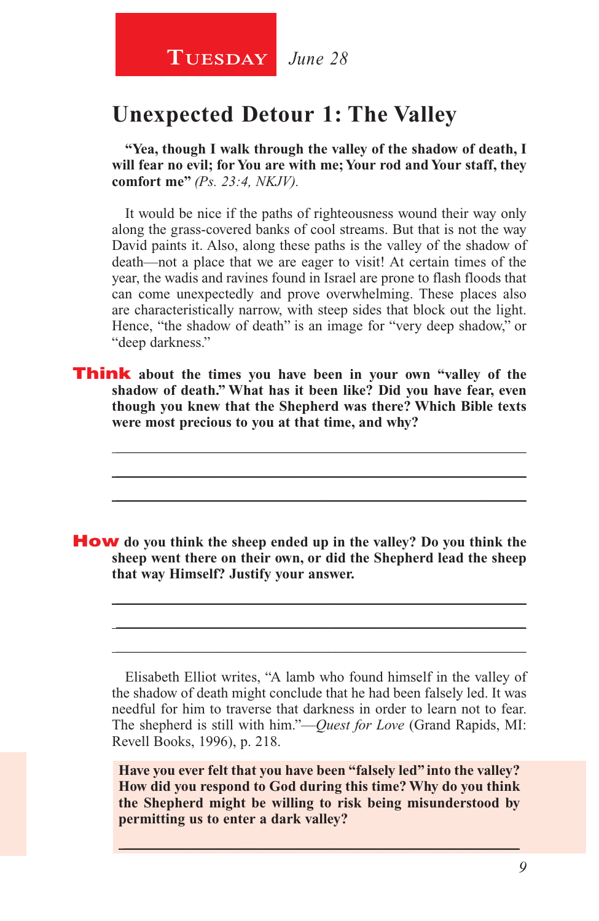**Tuesday** *June 28*

## Unexpected Detour 1: The Valley

**"Yea, though I walk through the valley of the shadow of death, I will fear no evil; for You are with me; Your rod and Your staff, they comfort me"** *(Ps. 23:4, NKJV).*

It would be nice if the paths of righteousness wound their way only along the grass-covered banks of cool streams. But that is not the way David paints it. Also, along these paths is the valley of the shadow of death—not a place that we are eager to visit! At certain times of the year, the wadis and ravines found in Israel are prone to flash floods that can come unexpectedly and prove overwhelming. These places also are characteristically narrow, with steep sides that block out the light. Hence, "the shadow of death" is an image for "very deep shadow," or "deep darkness."

**Think about the times you have been in your own "valley of the shadow of death." What has it been like? Did you have fear, even though you knew that the Shepherd was there? Which Bible texts were most precious to you at that time, and why?**

_______________________________________________

_______________________________________________

_______________________________________________

**How do you think the sheep ended up in the valley? Do you think the sheep went there on their own, or did the Shepherd lead the sheep that way Himself? Justify your answer.**

_______________________________________________

_______________________________________________

_______________________________________________

Elisabeth Elliot writes, "A lamb who found himself in the valley of the shadow of death might conclude that he had been falsely led. It was needful for him to traverse that darkness in order to learn not to fear. The shepherd is still with him."—*Quest for Love* (Grand Rapids, MI: Revell Books, 1996), p. 218.

**Have you ever felt that you have been "falsely led" into the valley? How did you respond to God during this time? Why do you think the Shepherd might be willing to risk being misunderstood by permitting us to enter a dark valley?**

_______________________________________________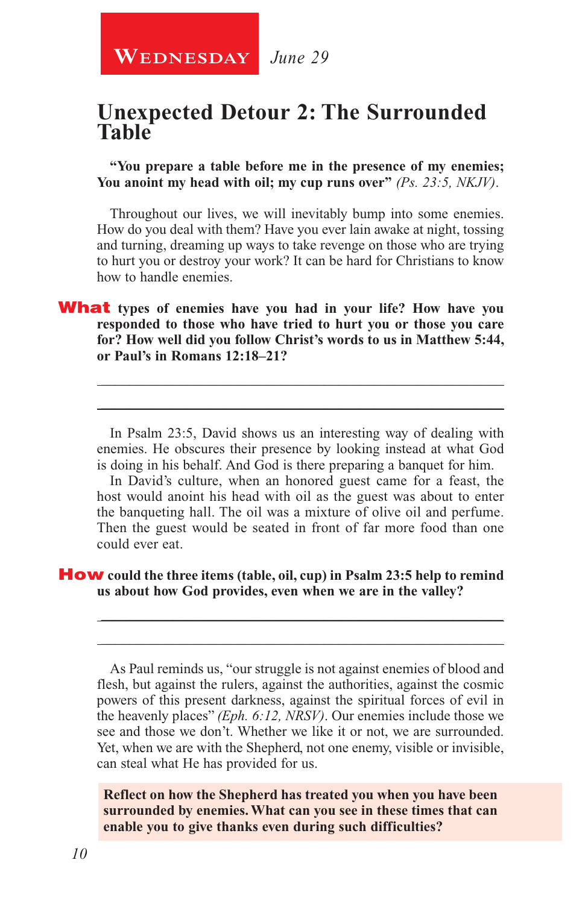**Wednesday** *June 29*

## Unexpected Detour 2: The Surrounded Table

**"You prepare a table before me in the presence of my enemies; You anoint my head with oil; my cup runs over"** *(Ps. 23:5, NKJV).*

Throughout our lives, we will inevitably bump into some enemies. How do you deal with them? Have you ever lain awake at night, tossing and turning, dreaming up ways to take revenge on those who are trying to hurt you or destroy your work? It can be hard for Christians to know how to handle enemies.

**What types of enemies have you had in your life? How have you responded to those who have tried to hurt you or those you care for? How well did you follow Christ's words to us in Matthew 5:44, or Paul's in Romans 12:18–21?**

_______________________________________________________________

_______________________________________________________________

In Psalm 23:5, David shows us an interesting way of dealing with enemies. He obscures their presence by looking instead at what God is doing in his behalf. And God is there preparing a banquet for him.

In David's culture, when an honored guest came for a feast, the host would anoint his head with oil as the guest was about to enter the banqueting hall. The oil was a mixture of olive oil and perfume. Then the guest would be seated in front of far more food than one could ever eat.

**How could the three items (table, oil, cup) in Psalm 23:5 help to remind us about how God provides, even when we are in the valley?**

_______________________________________________________________

_______________________________________________________________

As Paul reminds us, "our struggle is not against enemies of blood and flesh, but against the rulers, against the authorities, against the cosmic powers of this present darkness, against the spiritual forces of evil in the heavenly places" *(Eph. 6:12, NRSV).* Our enemies include those we see and those we don't. Whether we like it or not, we are surrounded. Yet, when we are with the Shepherd, not one enemy, visible or invisible, can steal what He has provided for us.

**Reflect on how the Shepherd has treated you when you have been surrounded by enemies. What can you see in these times that can enable you to give thanks even during such difficulties?**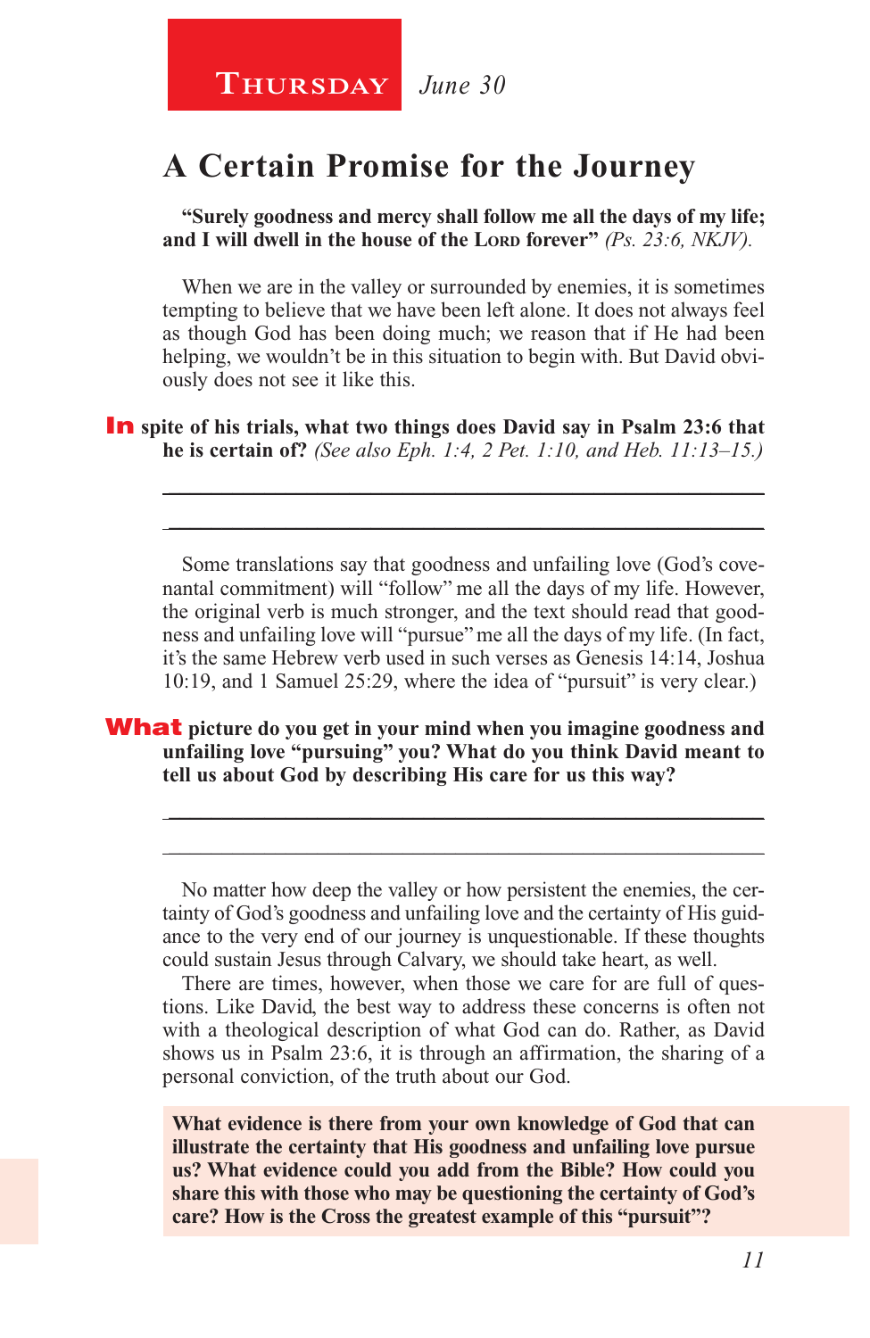**Thursday** *June 30*

# A Certain Promise for the Journey

**"Surely goodness and mercy shall follow me all the days of my life; and I will dwell in the house of the Lord forever"** *(Ps. 23:6, NKJV).*

When we are in the valley or surrounded by enemies, it is sometimes tempting to believe that we have been left alone. It does not always feel as though God has been doing much; we reason that if He had been helping, we wouldn't be in this situation to begin with. But David obviously does not see it like this.

**In spite of his trials, what two things does David say in Psalm 23:6 that he is certain of?** *(See also Eph. 1:4, 2 Pet. 1:10, and Heb. 11:13–15.)*

\_\_\_\_\_\_\_\_\_\_\_\_\_\_\_\_\_\_\_\_\_\_\_\_\_\_\_\_\_\_\_\_\_\_\_\_\_\_\_\_\_\_\_\_\_\_\_\_\_\_\_\_\_\_\_\_

\_\_\_\_\_\_\_\_\_\_\_\_\_\_\_\_\_\_\_\_\_\_\_\_\_\_\_\_\_\_\_\_\_\_\_\_\_\_\_\_\_\_\_\_\_\_\_\_\_\_\_\_\_\_\_\_

Some translations say that goodness and unfailing love (God's covenantal commitment) will "follow" me all the days of my life. However, the original verb is much stronger, and the text should read that goodness and unfailing love will "pursue" me all the days of my life. (In fact, it's the same Hebrew verb used in such verses as Genesis 14:14, Joshua 10:19, and 1 Samuel 25:29, where the idea of "pursuit" is very clear.)

**What picture do you get in your mind when you imagine goodness and unfailing love "pursuing" you? What do you think David meant to tell us about God by describing His care for us this way?**

\_\_\_\_\_\_\_\_\_\_\_\_\_\_\_\_\_\_\_\_\_\_\_\_\_\_\_\_\_\_\_\_\_\_\_\_\_\_\_\_\_\_\_\_\_\_\_\_\_\_\_\_\_\_\_\_

\_\_\_\_\_\_\_\_\_\_\_\_\_\_\_\_\_\_\_\_\_\_\_\_\_\_\_\_\_\_\_\_\_\_\_\_\_\_\_\_\_\_\_\_\_\_\_\_\_\_\_\_\_\_\_\_

No matter how deep the valley or how persistent the enemies, the certainty of God's goodness and unfailing love and the certainty of His guidance to the very end of our journey is unquestionable. If these thoughts could sustain Jesus through Calvary, we should take heart, as well.

There are times, however, when those we care for are full of questions. Like David, the best way to address these concerns is often not with a theological description of what God can do. Rather, as David shows us in Psalm 23:6, it is through an affirmation, the sharing of a personal conviction, of the truth about our God.

**What evidence is there from your own knowledge of God that can illustrate the certainty that His goodness and unfailing love pursue us? What evidence could you add from the Bible? How could you share this with those who may be questioning the certainty of God's care? How is the Cross the greatest example of this "pursuit"?**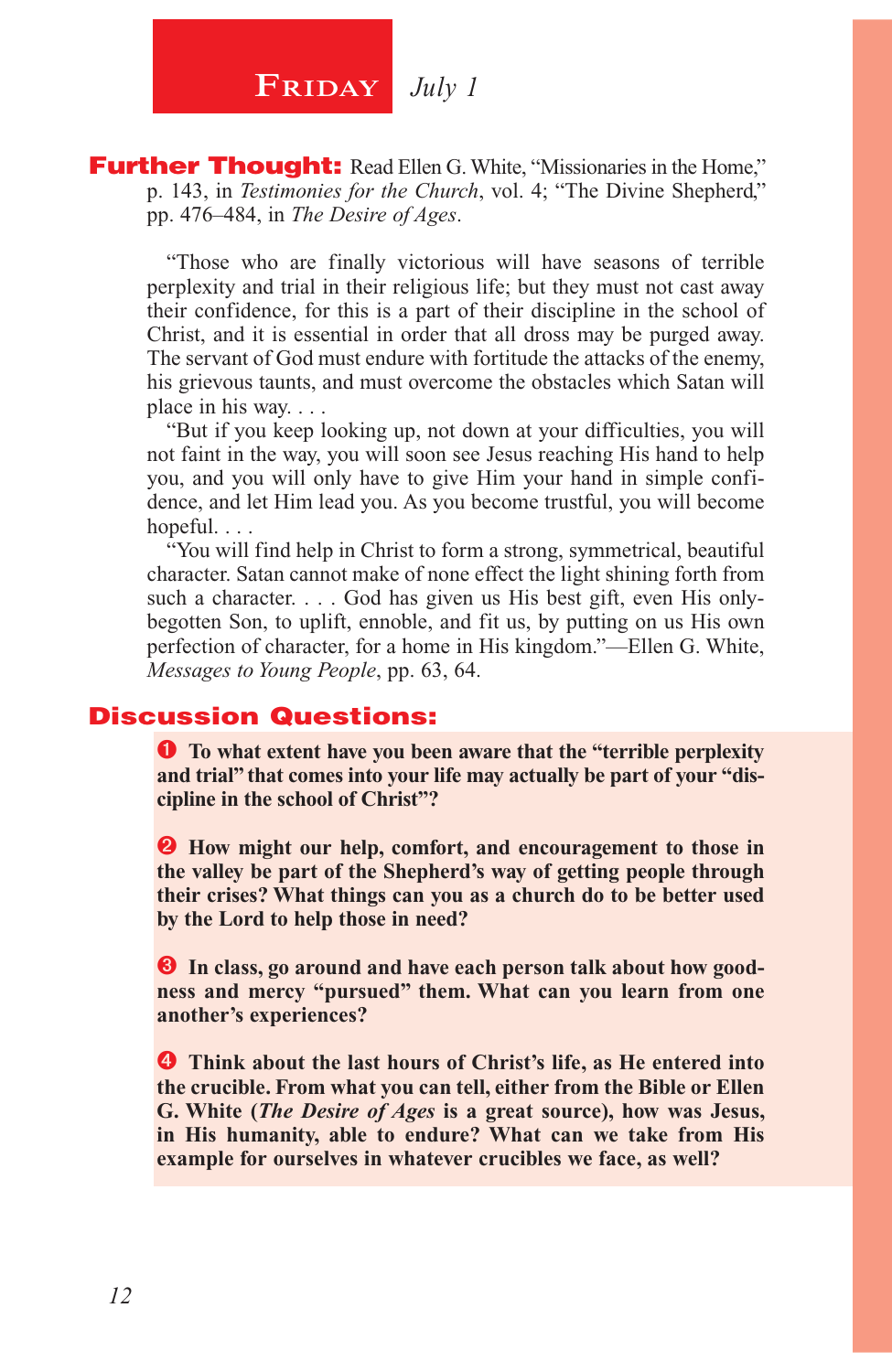## Friday *July 1*

**Further Thought:** Read Ellen G. White, "Missionaries in the Home," p. 143, in *Testimonies for the Church*, vol. 4; "The Divine Shepherd," pp. 476–484, in *The Desire of Ages*.

"Those who are finally victorious will have seasons of terrible perplexity and trial in their religious life; but they must not cast away their confidence, for this is a part of their discipline in the school of Christ, and it is essential in order that all dross may be purged away. The servant of God must endure with fortitude the attacks of the enemy, his grievous taunts, and must overcome the obstacles which Satan will place in his way. . . .

"But if you keep looking up, not down at your difficulties, you will not faint in the way, you will soon see Jesus reaching His hand to help you, and you will only have to give Him your hand in simple confidence, and let Him lead you. As you become trustful, you will become hopeful. . . .

"You will find help in Christ to form a strong, symmetrical, beautiful character. Satan cannot make of none effect the light shining forth from such a character. . . . God has given us His best gift, even His only-begotten Son, to uplift, ennoble, and fit us, by putting on us His own perfection of character, for a home in His kingdom."—Ellen G. White, *Messages to Young People*, pp. 63, 64.

## Discussion Questions:

1. **To what extent have you been aware that the "terrible perplexity and trial" that comes into your life may actually be part of your "discipline in the school of Christ"?**

2. **How might our help, comfort, and encouragement to those in the valley be part of the Shepherd's way of getting people through their crises? What things can you as a church do to be better used by the Lord to help those in need?**

3. **In class, go around and have each person talk about how goodness and mercy "pursued" them. What can you learn from one another's experiences?**

4. **Think about the last hours of Christ's life, as He entered into the crucible. From what you can tell, either from the Bible or Ellen G. White (*The Desire of Ages* is a great source), how was Jesus, in His humanity, able to endure? What can we take from His example for ourselves in whatever crucibles we face, as well?**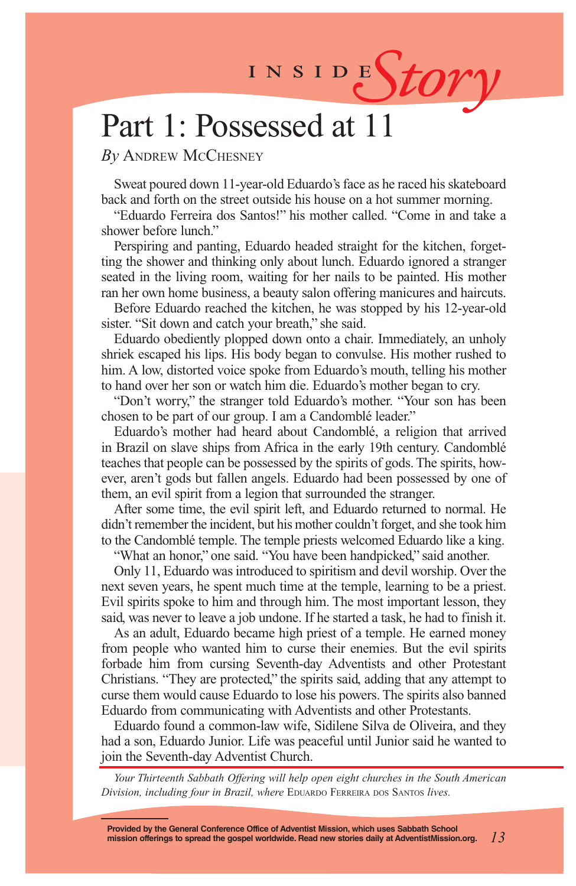INSIDE *Story*

# Part 1: Possessed at 11

*By* Andrew McChesney

Sweat poured down 11-year-old Eduardo's face as he raced his skateboard back and forth on the street outside his house on a hot summer morning.

"Eduardo Ferreira dos Santos!" his mother called. "Come in and take a shower before lunch."

Perspiring and panting, Eduardo headed straight for the kitchen, forgetting the shower and thinking only about lunch. Eduardo ignored a stranger seated in the living room, waiting for her nails to be painted. His mother ran her own home business, a beauty salon offering manicures and haircuts.

Before Eduardo reached the kitchen, he was stopped by his 12-year-old sister. "Sit down and catch your breath," she said.

Eduardo obediently plopped down onto a chair. Immediately, an unholy shriek escaped his lips. His body began to convulse. His mother rushed to him. A low, distorted voice spoke from Eduardo's mouth, telling his mother to hand over her son or watch him die. Eduardo's mother began to cry.

"Don't worry," the stranger told Eduardo's mother. "Your son has been chosen to be part of our group. I am a Candomblé leader."

Eduardo's mother had heard about Candomblé, a religion that arrived in Brazil on slave ships from Africa in the early 19th century. Candomblé teaches that people can be possessed by the spirits of gods. The spirits, however, aren't gods but fallen angels. Eduardo had been possessed by one of them, an evil spirit from a legion that surrounded the stranger.

After some time, the evil spirit left, and Eduardo returned to normal. He didn't remember the incident, but his mother couldn't forget, and she took him to the Candomblé temple. The temple priests welcomed Eduardo like a king.

"What an honor," one said. "You have been handpicked," said another.

Only 11, Eduardo was introduced to spiritism and devil worship. Over the next seven years, he spent much time at the temple, learning to be a priest. Evil spirits spoke to him and through him. The most important lesson, they said, was never to leave a job undone. If he started a task, he had to finish it.

As an adult, Eduardo became high priest of a temple. He earned money from people who wanted him to curse their enemies. But the evil spirits forbade him from cursing Seventh-day Adventists and other Protestant Christians. "They are protected," the spirits said, adding that any attempt to curse them would cause Eduardo to lose his powers. The spirits also banned Eduardo from communicating with Adventists and other Protestants.

Eduardo found a common-law wife, Sidilene Silva de Oliveira, and they had a son, Eduardo Junior. Life was peaceful until Junior said he wanted to join the Seventh-day Adventist Church.

*Your Thirteenth Sabbath Offering will help open eight churches in the South American Division, including four in Brazil, where* Eduardo Ferreira dos Santos *lives.*

**Provided by the General Conference Office of Adventist Mission, which uses Sabbath School mission offerings to spread the gospel worldwide. Read new stories daily at AdventistMission.org.**